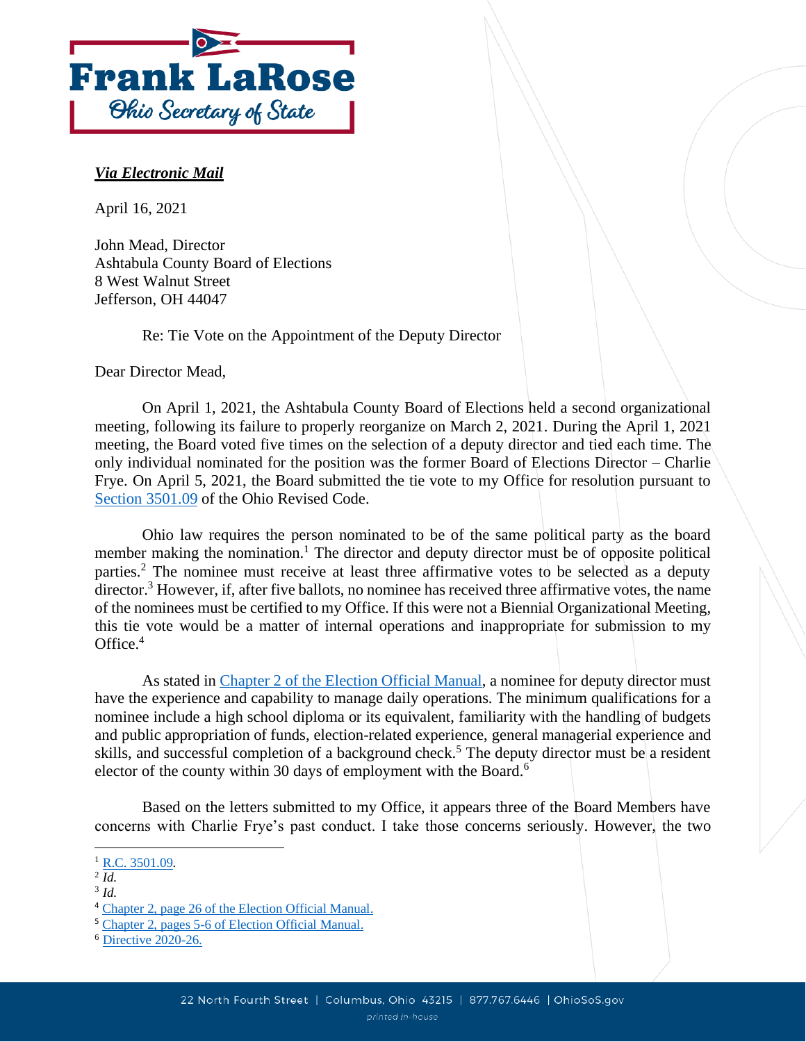**Frank LaRose**
*Ohio Secretary of State*

***Via Electronic Mail***

April 16, 2021

John Mead, Director
Ashtabula County Board of Elections
8 West Walnut Street
Jefferson, OH 44047

Re: Tie Vote on the Appointment of the Deputy Director

Dear Director Mead,

On April 1, 2021, the Ashtabula County Board of Elections held a second organizational meeting, following its failure to properly reorganize on March 2, 2021. During the April 1, 2021 meeting, the Board voted five times on the selection of a deputy director and tied each time. The only individual nominated for the position was the former Board of Elections Director – Charlie Frye. On April 5, 2021, the Board submitted the tie vote to my Office for resolution pursuant to Section 3501.09 of the Ohio Revised Code.

Ohio law requires the person nominated to be of the same political party as the board member making the nomination.[1] The director and deputy director must be of opposite political parties.[2] The nominee must receive at least three affirmative votes to be selected as a deputy director.[3] However, if, after five ballots, no nominee has received three affirmative votes, the name of the nominees must be certified to my Office. If this were not a Biennial Organizational Meeting, this tie vote would be a matter of internal operations and inappropriate for submission to my Office.[4]

As stated in Chapter 2 of the Election Official Manual, a nominee for deputy director must have the experience and capability to manage daily operations. The minimum qualifications for a nominee include a high school diploma or its equivalent, familiarity with the handling of budgets and public appropriation of funds, election-related experience, general managerial experience and skills, and successful completion of a background check.[5] The deputy director must be a resident elector of the county within 30 days of employment with the Board.[6]

Based on the letters submitted to my Office, it appears three of the Board Members have concerns with Charlie Frye's past conduct. I take those concerns seriously. However, the two

---

[1] R.C. 3501.09.
[2] *Id.*
[3] *Id.*
[4] Chapter 2, page 26 of the Election Official Manual.
[5] Chapter 2, pages 5-6 of Election Official Manual.
[6] Directive 2020-26.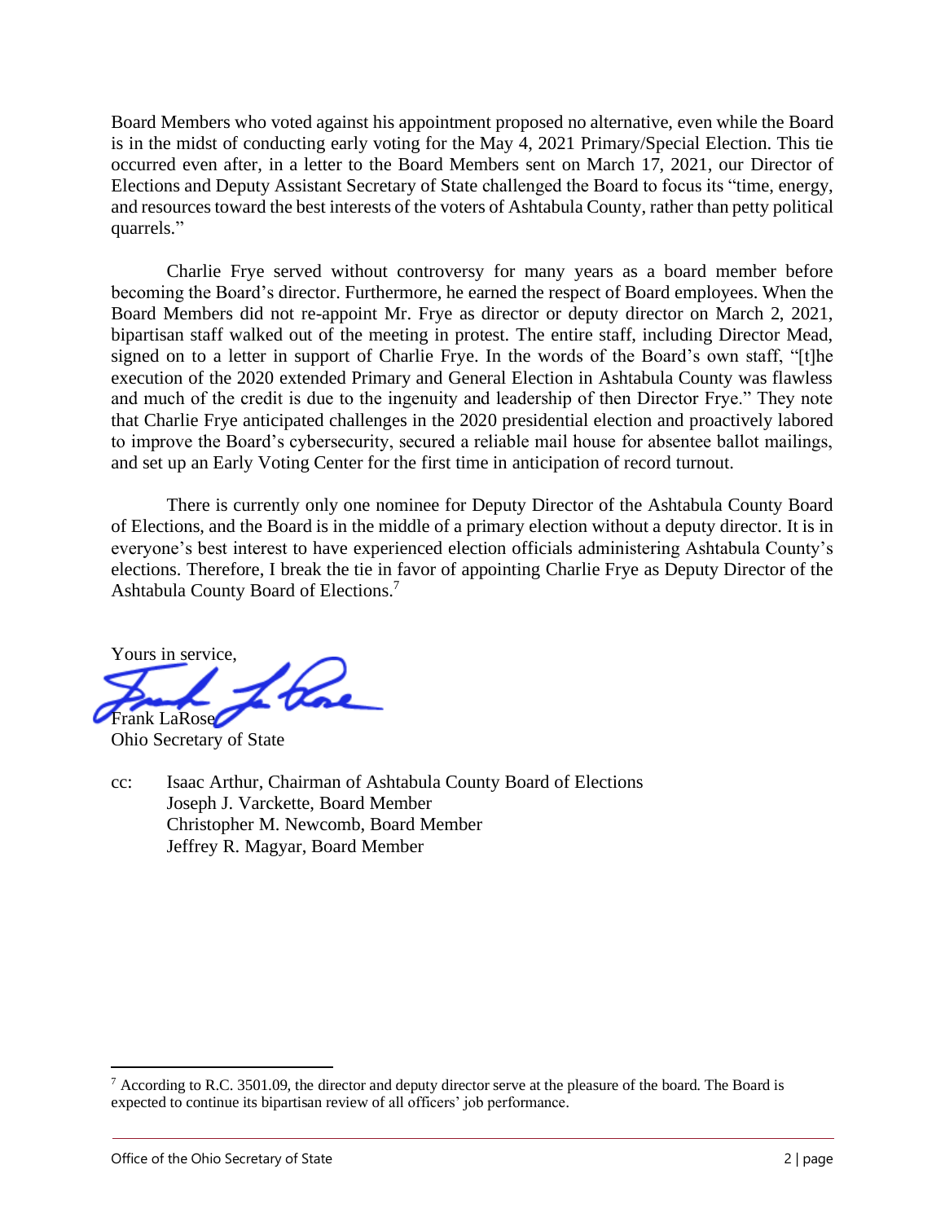Board Members who voted against his appointment proposed no alternative, even while the Board is in the midst of conducting early voting for the May 4, 2021 Primary/Special Election. This tie occurred even after, in a letter to the Board Members sent on March 17, 2021, our Director of Elections and Deputy Assistant Secretary of State challenged the Board to focus its "time, energy, and resources toward the best interests of the voters of Ashtabula County, rather than petty political quarrels."

Charlie Frye served without controversy for many years as a board member before becoming the Board's director. Furthermore, he earned the respect of Board employees. When the Board Members did not re-appoint Mr. Frye as director or deputy director on March 2, 2021, bipartisan staff walked out of the meeting in protest. The entire staff, including Director Mead, signed on to a letter in support of Charlie Frye. In the words of the Board's own staff, "[t]he execution of the 2020 extended Primary and General Election in Ashtabula County was flawless and much of the credit is due to the ingenuity and leadership of then Director Frye." They note that Charlie Frye anticipated challenges in the 2020 presidential election and proactively labored to improve the Board's cybersecurity, secured a reliable mail house for absentee ballot mailings, and set up an Early Voting Center for the first time in anticipation of record turnout.

There is currently only one nominee for Deputy Director of the Ashtabula County Board of Elections, and the Board is in the middle of a primary election without a deputy director. It is in everyone's best interest to have experienced election officials administering Ashtabula County's elections. Therefore, I break the tie in favor of appointing Charlie Frye as Deputy Director of the Ashtabula County Board of Elections.[7]

Yours in service,

Frank LaRose
Ohio Secretary of State

cc: Isaac Arthur, Chairman of Ashtabula County Board of Elections
Joseph J. Varckette, Board Member
Christopher M. Newcomb, Board Member
Jeffrey R. Magyar, Board Member

[7] According to R.C. 3501.09, the director and deputy director serve at the pleasure of the board. The Board is expected to continue its bipartisan review of all officers' job performance.